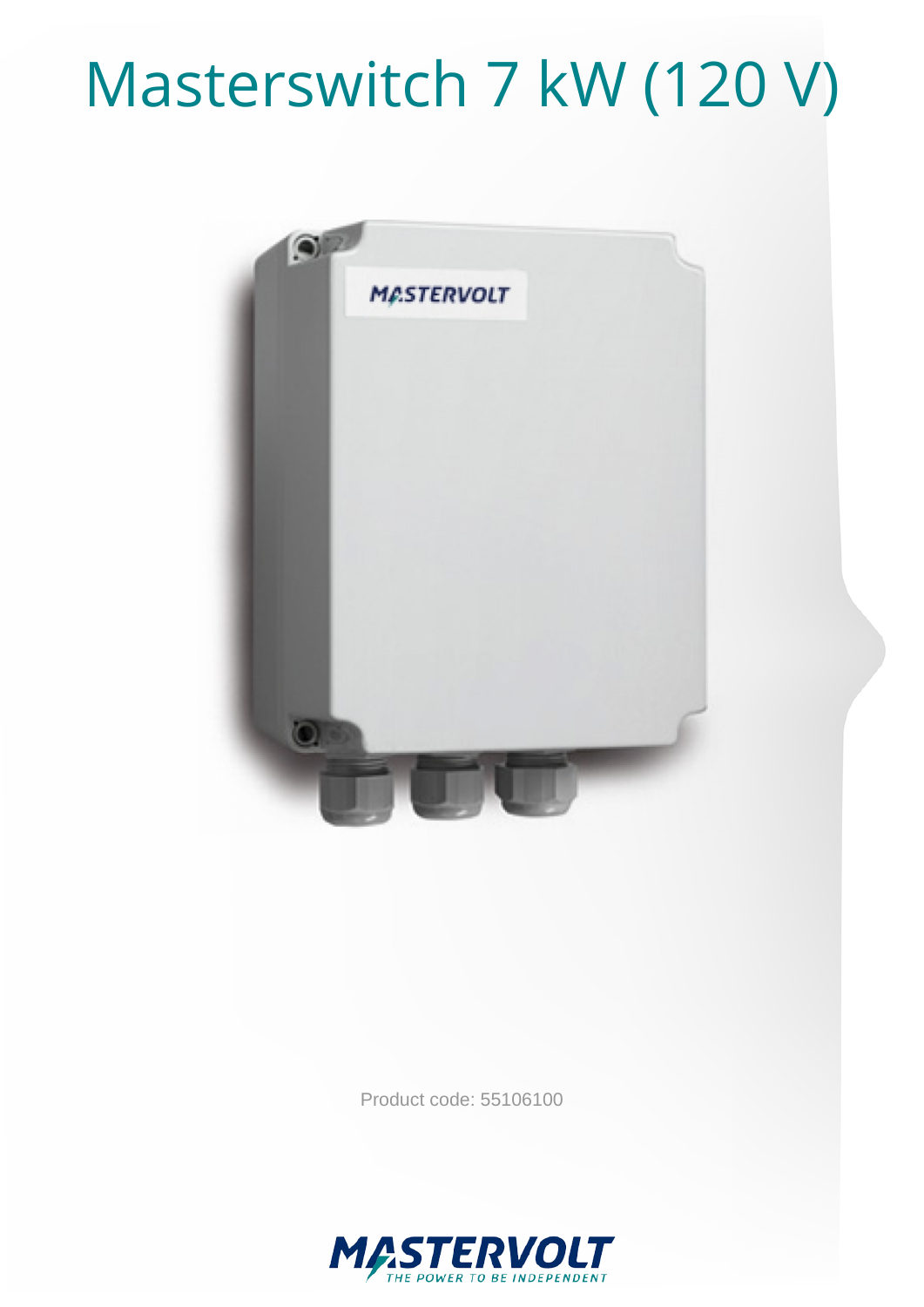# Masterswitch 7 kW (120 V)

Product code: 55106100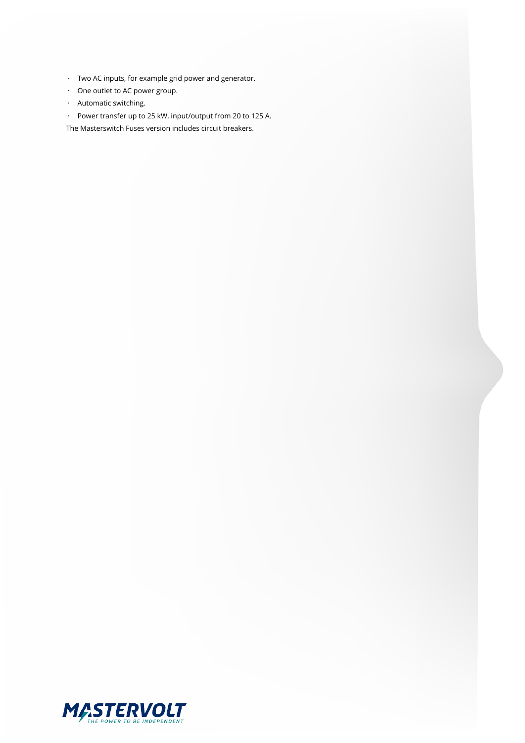- Two AC inputs, for example grid power and generator.
- One outlet to AC power group.
- Automatic switching.
- Power transfer up to 25 kW, input/output from 20 to 125 A.

The Masterswitch Fuses version includes circuit breakers.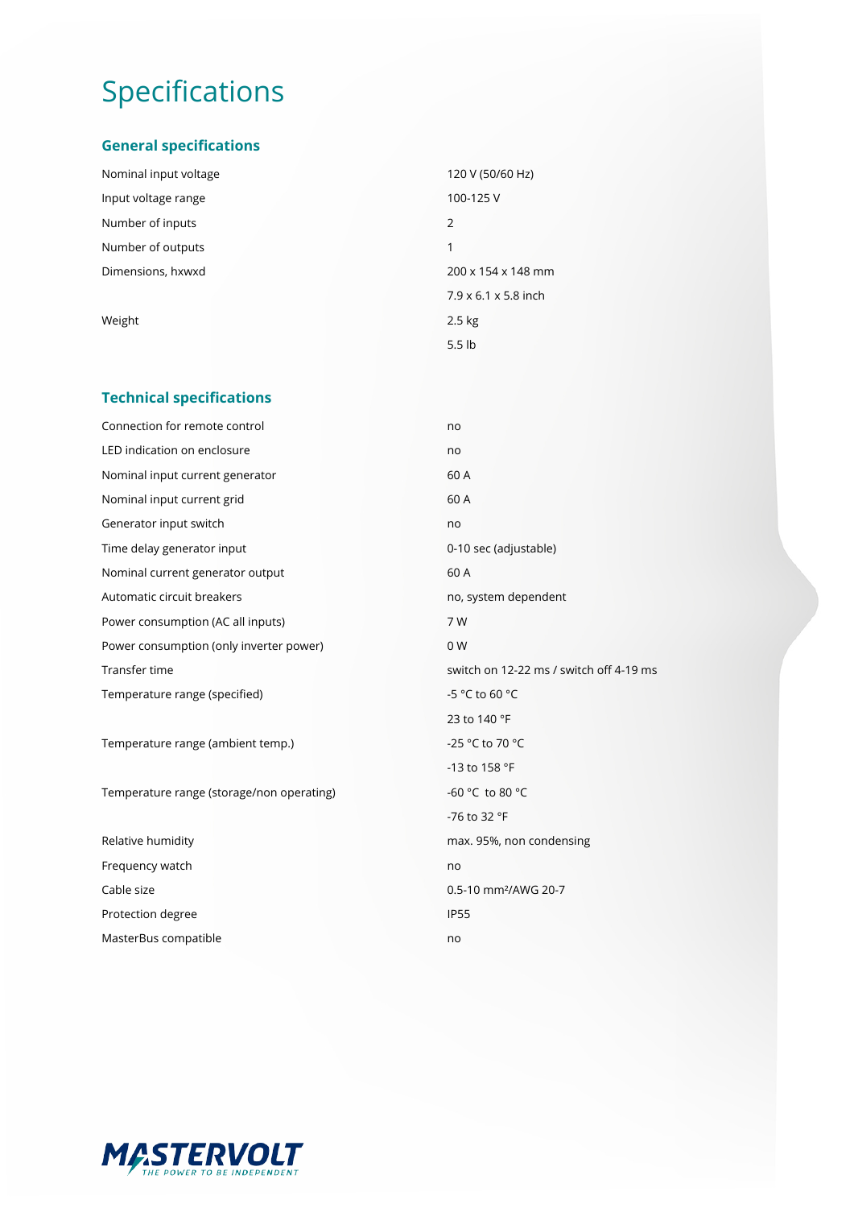# Specifications

## General specifications

| | |
|---|---|
| Nominal input voltage | 120 V (50/60 Hz) |
| Input voltage range | 100-125 V |
| Number of inputs | 2 |
| Number of outputs | 1 |
| Dimensions, hxwxd | 200 x 154 x 148 mm<br>7.9 x 6.1 x 5.8 inch |
| Weight | 2.5 kg<br>5.5 lb |

## Technical specifications

| | |
|---|---|
| Connection for remote control | no |
| LED indication on enclosure | no |
| Nominal input current generator | 60 A |
| Nominal input current grid | 60 A |
| Generator input switch | no |
| Time delay generator input | 0-10 sec (adjustable) |
| Nominal current generator output | 60 A |
| Automatic circuit breakers | no, system dependent |
| Power consumption (AC all inputs) | 7 W |
| Power consumption (only inverter power) | 0 W |
| Transfer time | switch on 12-22 ms / switch off 4-19 ms |
| Temperature range (specified) | -5 °C to 60 °C<br>23 to 140 °F |
| Temperature range (ambient temp.) | -25 °C to 70 °C<br>-13 to 158 °F |
| Temperature range (storage/non operating) | -60 °C to 80 °C<br>-76 to 32 °F |
| Relative humidity | max. 95%, non condensing |
| Frequency watch | no |
| Cable size | 0.5-10 mm²/AWG 20-7 |
| Protection degree | IP55 |
| MasterBus compatible | no |

MASTERVOLT
THE POWER TO BE INDEPENDENT